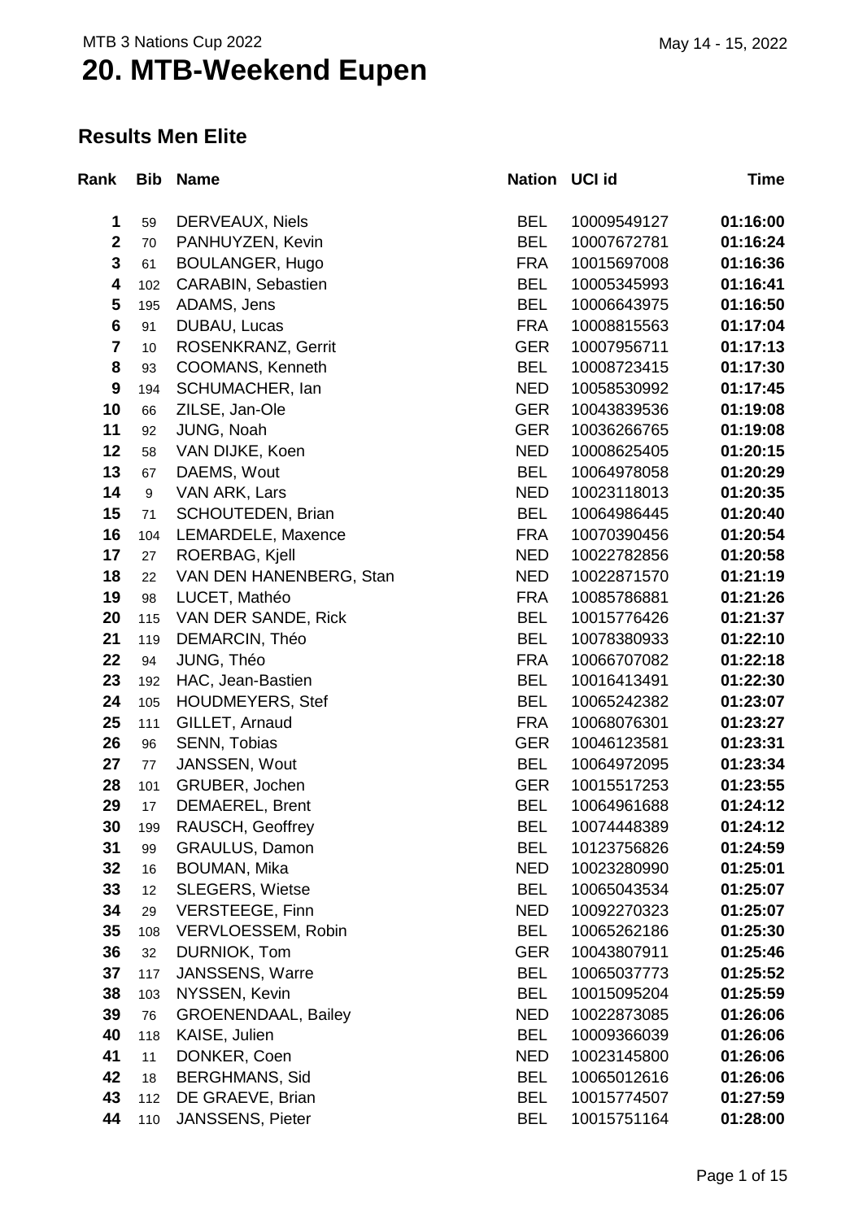MTB 3 Nations Cup 2022

# 20. MTB-Weekend Eupen

May 14 - 15, 2022

## Results Men Elite

| Rank | Bib | Name | Nation | UCI id | Time |
|---|---|---|---|---|---|
| 1 | 59 | DERVEAUX, Niels | BEL | 10009549127 | **01:16:00** |
| 2 | 70 | PANHUYZEN, Kevin | BEL | 10007672781 | **01:16:24** |
| 3 | 61 | BOULANGER, Hugo | FRA | 10015697008 | **01:16:36** |
| 4 | 102 | CARABIN, Sebastien | BEL | 10005345993 | **01:16:41** |
| 5 | 195 | ADAMS, Jens | BEL | 10006643975 | **01:16:50** |
| 6 | 91 | DUBAU, Lucas | FRA | 10008815563 | **01:17:04** |
| 7 | 10 | ROSENKRANZ, Gerrit | GER | 10007956711 | **01:17:13** |
| 8 | 93 | COOMANS, Kenneth | BEL | 10008723415 | **01:17:30** |
| 9 | 194 | SCHUMACHER, Ian | NED | 10058530992 | **01:17:45** |
| 10 | 66 | ZILSE, Jan-Ole | GER | 10043839536 | **01:19:08** |
| 11 | 92 | JUNG, Noah | GER | 10036266765 | **01:19:08** |
| 12 | 58 | VAN DIJKE, Koen | NED | 10008625405 | **01:20:15** |
| 13 | 67 | DAEMS, Wout | BEL | 10064978058 | **01:20:29** |
| 14 | 9 | VAN ARK, Lars | NED | 10023118013 | **01:20:35** |
| 15 | 71 | SCHOUTEDEN, Brian | BEL | 10064986445 | **01:20:40** |
| 16 | 104 | LEMARDELE, Maxence | FRA | 10070390456 | **01:20:54** |
| 17 | 27 | ROERBAG, Kjell | NED | 10022782856 | **01:20:58** |
| 18 | 22 | VAN DEN HANENBERG, Stan | NED | 10022871570 | **01:21:19** |
| 19 | 98 | LUCET, Mathéo | FRA | 10085786881 | **01:21:26** |
| 20 | 115 | VAN DER SANDE, Rick | BEL | 10015776426 | **01:21:37** |
| 21 | 119 | DEMARCIN, Théo | BEL | 10078380933 | **01:22:10** |
| 22 | 94 | JUNG, Théo | FRA | 10066707082 | **01:22:18** |
| 23 | 192 | HAC, Jean-Bastien | BEL | 10016413491 | **01:22:30** |
| 24 | 105 | HOUDMEYERS, Stef | BEL | 10065242382 | **01:23:07** |
| 25 | 111 | GILLET, Arnaud | FRA | 10068076301 | **01:23:27** |
| 26 | 96 | SENN, Tobias | GER | 10046123581 | **01:23:31** |
| 27 | 77 | JANSSEN, Wout | BEL | 10064972095 | **01:23:34** |
| 28 | 101 | GRUBER, Jochen | GER | 10015517253 | **01:23:55** |
| 29 | 17 | DEMAEREL, Brent | BEL | 10064961688 | **01:24:12** |
| 30 | 199 | RAUSCH, Geoffrey | BEL | 10074448389 | **01:24:12** |
| 31 | 99 | GRAULUS, Damon | BEL | 10123756826 | **01:24:59** |
| 32 | 16 | BOUMAN, Mika | NED | 10023280990 | **01:25:01** |
| 33 | 12 | SLEGERS, Wietse | BEL | 10065043534 | **01:25:07** |
| 34 | 29 | VERSTEEGE, Finn | NED | 10092270323 | **01:25:07** |
| 35 | 108 | VERVLOESSEM, Robin | BEL | 10065262186 | **01:25:30** |
| 36 | 32 | DURNIOK, Tom | GER | 10043807911 | **01:25:46** |
| 37 | 117 | JANSSENS, Warre | BEL | 10065037773 | **01:25:52** |
| 38 | 103 | NYSSEN, Kevin | BEL | 10015095204 | **01:25:59** |
| 39 | 76 | GROENENDAAL, Bailey | NED | 10022873085 | **01:26:06** |
| 40 | 118 | KAISE, Julien | BEL | 10009366039 | **01:26:06** |
| 41 | 11 | DONKER, Coen | NED | 10023145800 | **01:26:06** |
| 42 | 18 | BERGHMANS, Sid | BEL | 10065012616 | **01:26:06** |
| 43 | 112 | DE GRAEVE, Brian | BEL | 10015774507 | **01:27:59** |
| 44 | 110 | JANSSENS, Pieter | BEL | 10015751164 | **01:28:00** |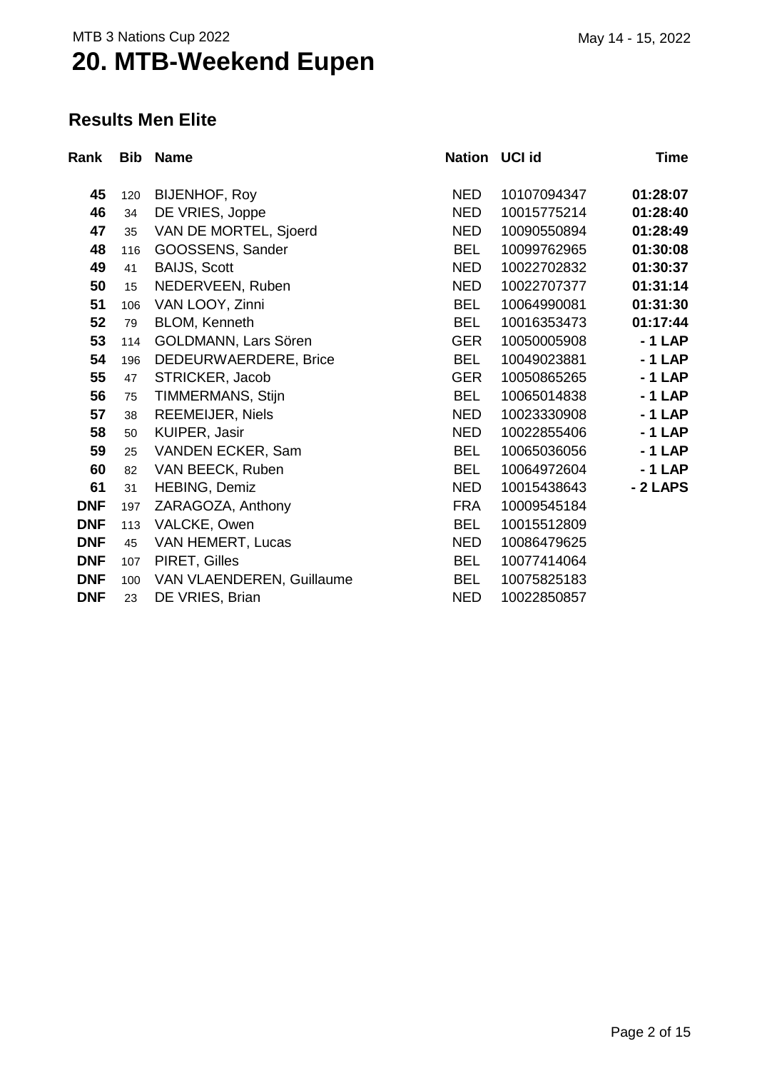MTB 3 Nations Cup 2022

May 14 - 15, 2022

# 20. MTB-Weekend Eupen

## Results Men Elite

| Rank | Bib | Name | Nation | UCI id | Time |
|---|---|---|---|---|---|
| **45** | 120 | BIJENHOF, Roy | NED | 10107094347 | **01:28:07** |
| **46** | 34 | DE VRIES, Joppe | NED | 10015775214 | **01:28:40** |
| **47** | 35 | VAN DE MORTEL, Sjoerd | NED | 10090550894 | **01:28:49** |
| **48** | 116 | GOOSSENS, Sander | BEL | 10099762965 | **01:30:08** |
| **49** | 41 | BAIJS, Scott | NED | 10022702832 | **01:30:37** |
| **50** | 15 | NEDERVEEN, Ruben | NED | 10022707377 | **01:31:14** |
| **51** | 106 | VAN LOOY, Zinni | BEL | 10064990081 | **01:31:30** |
| **52** | 79 | BLOM, Kenneth | BEL | 10016353473 | **01:17:44** |
| **53** | 114 | GOLDMANN, Lars Sören | GER | 10050005908 | **- 1 LAP** |
| **54** | 196 | DEDEURWAERDERE, Brice | BEL | 10049023881 | **- 1 LAP** |
| **55** | 47 | STRICKER, Jacob | GER | 10050865265 | **- 1 LAP** |
| **56** | 75 | TIMMERMANS, Stijn | BEL | 10065014838 | **- 1 LAP** |
| **57** | 38 | REEMEIJER, Niels | NED | 10023330908 | **- 1 LAP** |
| **58** | 50 | KUIPER, Jasir | NED | 10022855406 | **- 1 LAP** |
| **59** | 25 | VANDEN ECKER, Sam | BEL | 10065036056 | **- 1 LAP** |
| **60** | 82 | VAN BEECK, Ruben | BEL | 10064972604 | **- 1 LAP** |
| **61** | 31 | HEBING, Demiz | NED | 10015438643 | **- 2 LAPS** |
| **DNF** | 197 | ZARAGOZA, Anthony | FRA | 10009545184 | |
| **DNF** | 113 | VALCKE, Owen | BEL | 10015512809 | |
| **DNF** | 45 | VAN HEMERT, Lucas | NED | 10086479625 | |
| **DNF** | 107 | PIRET, Gilles | BEL | 10077414064 | |
| **DNF** | 100 | VAN VLAENDEREN, Guillaume | BEL | 10075825183 | |
| **DNF** | 23 | DE VRIES, Brian | NED | 10022850857 | |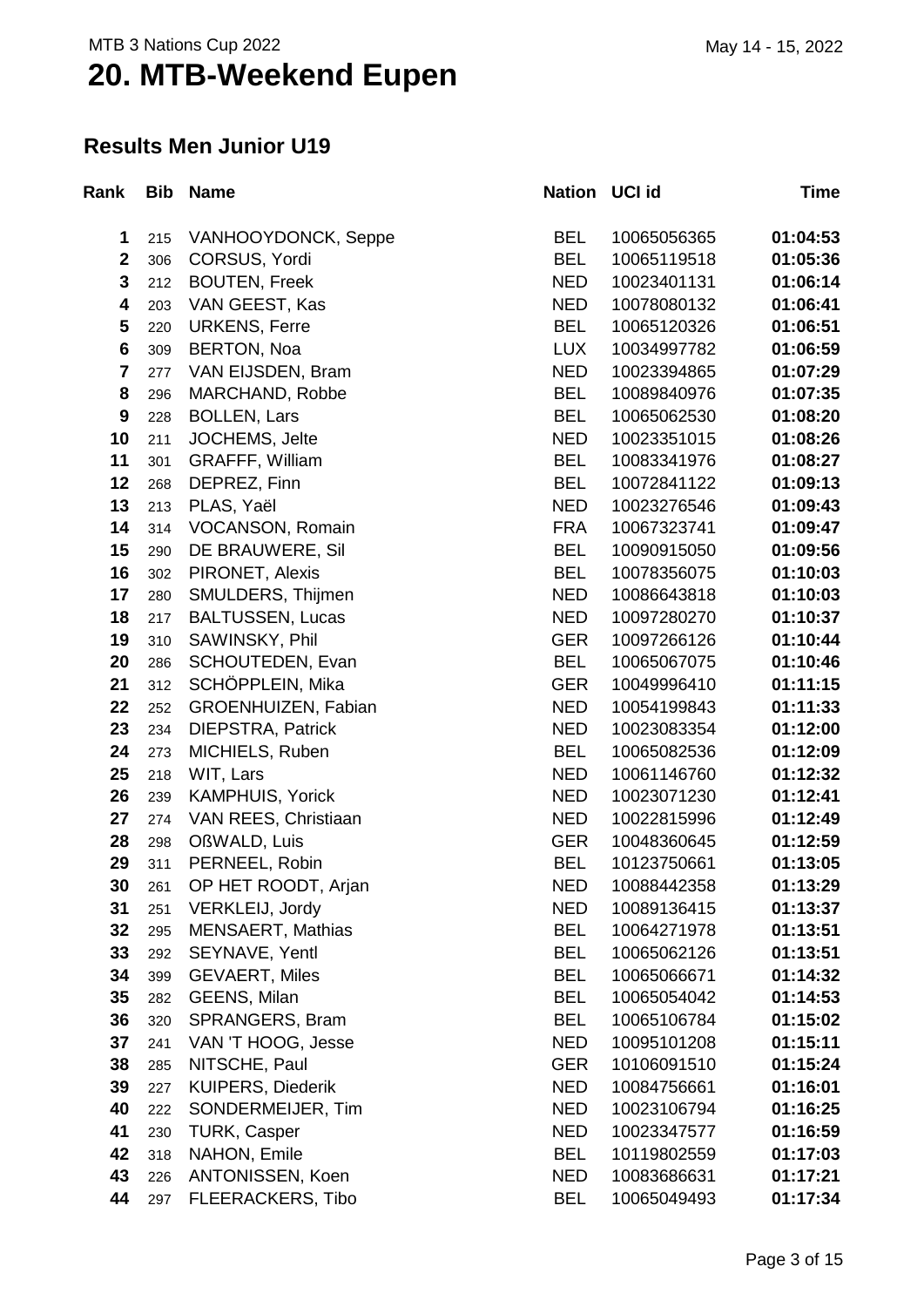MTB 3 Nations Cup 2022

May 14 - 15, 2022

# 20. MTB-Weekend Eupen

## Results Men Junior U19

| Rank | Bib | Name | Nation | UCI id | Time |
|---|---|---|---|---|---|
| 1 | 215 | VANHOOYDONCK, Seppe | BEL | 10065056365 | **01:04:53** |
| 2 | 306 | CORSUS, Yordi | BEL | 10065119518 | **01:05:36** |
| 3 | 212 | BOUTEN, Freek | NED | 10023401131 | **01:06:14** |
| 4 | 203 | VAN GEEST, Kas | NED | 10078080132 | **01:06:41** |
| 5 | 220 | URKENS, Ferre | BEL | 10065120326 | **01:06:51** |
| 6 | 309 | BERTON, Noa | LUX | 10034997782 | **01:06:59** |
| 7 | 277 | VAN EIJSDEN, Bram | NED | 10023394865 | **01:07:29** |
| 8 | 296 | MARCHAND, Robbe | BEL | 10089840976 | **01:07:35** |
| 9 | 228 | BOLLEN, Lars | BEL | 10065062530 | **01:08:20** |
| 10 | 211 | JOCHEMS, Jelte | NED | 10023351015 | **01:08:26** |
| 11 | 301 | GRAFFF, William | BEL | 10083341976 | **01:08:27** |
| 12 | 268 | DEPREZ, Finn | BEL | 10072841122 | **01:09:13** |
| 13 | 213 | PLAS, Yaël | NED | 10023276546 | **01:09:43** |
| 14 | 314 | VOCANSON, Romain | FRA | 10067323741 | **01:09:47** |
| 15 | 290 | DE BRAUWERE, Sil | BEL | 10090915050 | **01:09:56** |
| 16 | 302 | PIRONET, Alexis | BEL | 10078356075 | **01:10:03** |
| 17 | 280 | SMULDERS, Thijmen | NED | 10086643818 | **01:10:03** |
| 18 | 217 | BALTUSSEN, Lucas | NED | 10097280270 | **01:10:37** |
| 19 | 310 | SAWINSKY, Phil | GER | 10097266126 | **01:10:44** |
| 20 | 286 | SCHOUTEDEN, Evan | BEL | 10065067075 | **01:10:46** |
| 21 | 312 | SCHÖPPLEIN, Mika | GER | 10049996410 | **01:11:15** |
| 22 | 252 | GROENHUIZEN, Fabian | NED | 10054199843 | **01:11:33** |
| 23 | 234 | DIEPSTRA, Patrick | NED | 10023083354 | **01:12:00** |
| 24 | 273 | MICHIELS, Ruben | BEL | 10065082536 | **01:12:09** |
| 25 | 218 | WIT, Lars | NED | 10061146760 | **01:12:32** |
| 26 | 239 | KAMPHUIS, Yorick | NED | 10023071230 | **01:12:41** |
| 27 | 274 | VAN REES, Christiaan | NED | 10022815996 | **01:12:49** |
| 28 | 298 | OßWALD, Luis | GER | 10048360645 | **01:12:59** |
| 29 | 311 | PERNEEL, Robin | BEL | 10123750661 | **01:13:05** |
| 30 | 261 | OP HET ROODT, Arjan | NED | 10088442358 | **01:13:29** |
| 31 | 251 | VERKLEIJ, Jordy | NED | 10089136415 | **01:13:37** |
| 32 | 295 | MENSAERT, Mathias | BEL | 10064271978 | **01:13:51** |
| 33 | 292 | SEYNAVE, Yentl | BEL | 10065062126 | **01:13:51** |
| 34 | 399 | GEVAERT, Miles | BEL | 10065066671 | **01:14:32** |
| 35 | 282 | GEENS, Milan | BEL | 10065054042 | **01:14:53** |
| 36 | 320 | SPRANGERS, Bram | BEL | 10065106784 | **01:15:02** |
| 37 | 241 | VAN 'T HOOG, Jesse | NED | 10095101208 | **01:15:11** |
| 38 | 285 | NITSCHE, Paul | GER | 10106091510 | **01:15:24** |
| 39 | 227 | KUIPERS, Diederik | NED | 10084756661 | **01:16:01** |
| 40 | 222 | SONDERMEIJER, Tim | NED | 10023106794 | **01:16:25** |
| 41 | 230 | TURK, Casper | NED | 10023347577 | **01:16:59** |
| 42 | 318 | NAHON, Emile | BEL | 10119802559 | **01:17:03** |
| 43 | 226 | ANTONISSEN, Koen | NED | 10083686631 | **01:17:21** |
| 44 | 297 | FLEERACKERS, Tibo | BEL | 10065049493 | **01:17:34** |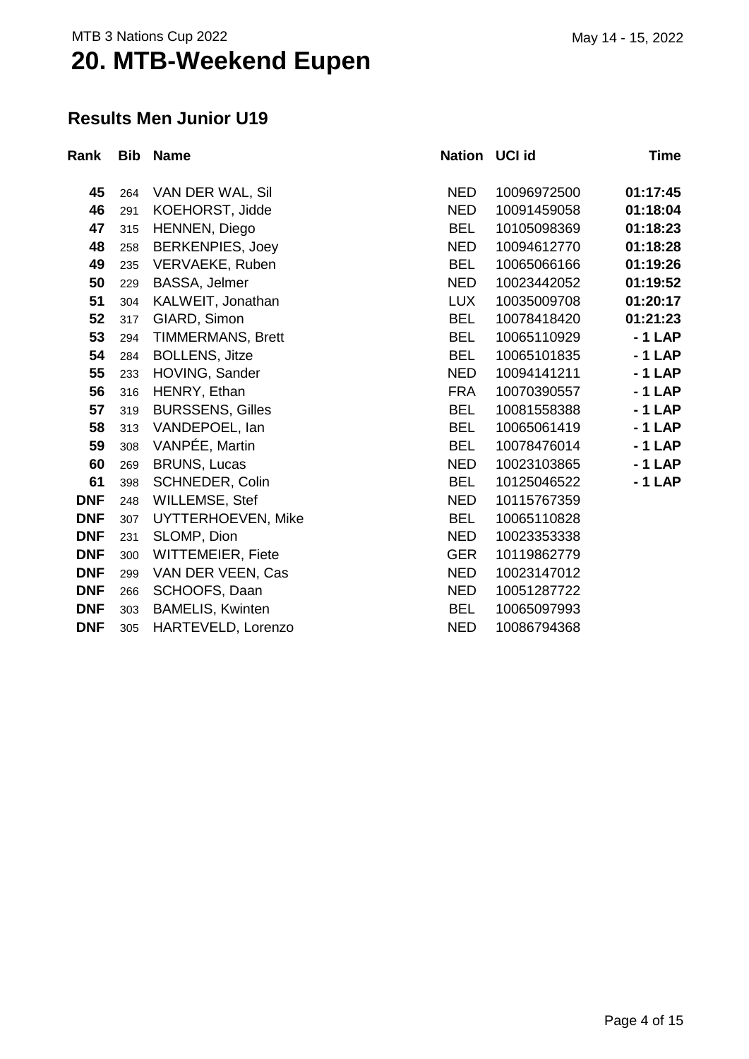MTB 3 Nations Cup 2022

# 20. MTB-Weekend Eupen

May 14 - 15, 2022

## Results Men Junior U19

| Rank | Bib | Name | Nation | UCI id | Time |
|---|---|---|---|---|---|
| **45** | 264 | VAN DER WAL, Sil | NED | 10096972500 | **01:17:45** |
| **46** | 291 | KOEHORST, Jidde | NED | 10091459058 | **01:18:04** |
| **47** | 315 | HENNEN, Diego | BEL | 10105098369 | **01:18:23** |
| **48** | 258 | BERKENPIES, Joey | NED | 10094612770 | **01:18:28** |
| **49** | 235 | VERVAEKE, Ruben | BEL | 10065066166 | **01:19:26** |
| **50** | 229 | BASSA, Jelmer | NED | 10023442052 | **01:19:52** |
| **51** | 304 | KALWEIT, Jonathan | LUX | 10035009708 | **01:20:17** |
| **52** | 317 | GIARD, Simon | BEL | 10078418420 | **01:21:23** |
| **53** | 294 | TIMMERMANS, Brett | BEL | 10065110929 | **- 1 LAP** |
| **54** | 284 | BOLLENS, Jitze | BEL | 10065101835 | **- 1 LAP** |
| **55** | 233 | HOVING, Sander | NED | 10094141211 | **- 1 LAP** |
| **56** | 316 | HENRY, Ethan | FRA | 10070390557 | **- 1 LAP** |
| **57** | 319 | BURSSENS, Gilles | BEL | 10081558388 | **- 1 LAP** |
| **58** | 313 | VANDEPOEL, Ian | BEL | 10065061419 | **- 1 LAP** |
| **59** | 308 | VANPÉE, Martin | BEL | 10078476014 | **- 1 LAP** |
| **60** | 269 | BRUNS, Lucas | NED | 10023103865 | **- 1 LAP** |
| **61** | 398 | SCHNEDER, Colin | BEL | 10125046522 | **- 1 LAP** |
| **DNF** | 248 | WILLEMSE, Stef | NED | 10115767359 | |
| **DNF** | 307 | UYTTERHOEVEN, Mike | BEL | 10065110828 | |
| **DNF** | 231 | SLOMP, Dion | NED | 10023353338 | |
| **DNF** | 300 | WITTEMEIER, Fiete | GER | 10119862779 | |
| **DNF** | 299 | VAN DER VEEN, Cas | NED | 10023147012 | |
| **DNF** | 266 | SCHOOFS, Daan | NED | 10051287722 | |
| **DNF** | 303 | BAMELIS, Kwinten | BEL | 10065097993 | |
| **DNF** | 305 | HARTEVELD, Lorenzo | NED | 10086794368 | |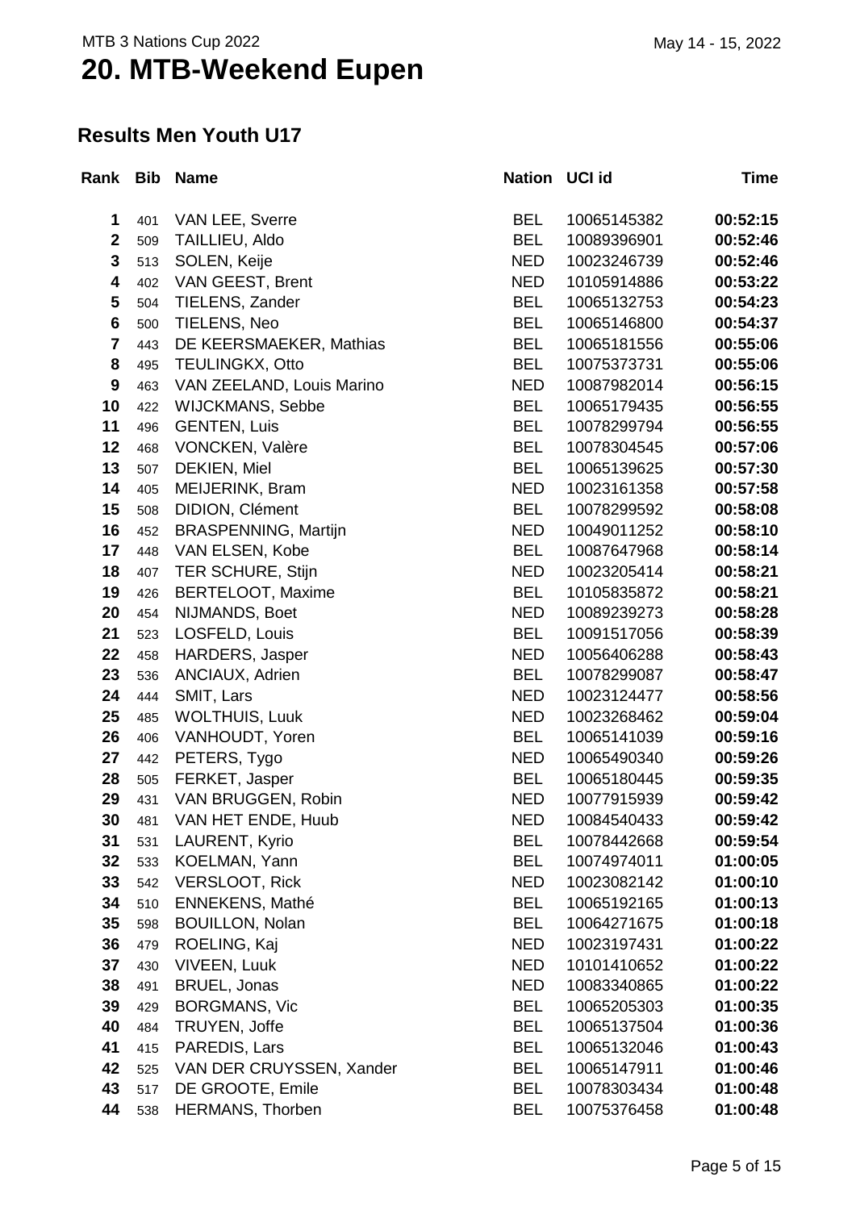MTB 3 Nations Cup 2022

May 14 - 15, 2022

# 20. MTB-Weekend Eupen

## Results Men Youth U17

| Rank | Bib | Name | Nation | UCI id | Time |
|---|---|---|---|---|---|
| **1** | 401 | VAN LEE, Sverre | BEL | 10065145382 | **00:52:15** |
| **2** | 509 | TAILLIEU, Aldo | BEL | 10089396901 | **00:52:46** |
| **3** | 513 | SOLEN, Keije | NED | 10023246739 | **00:52:46** |
| **4** | 402 | VAN GEEST, Brent | NED | 10105914886 | **00:53:22** |
| **5** | 504 | TIELENS, Zander | BEL | 10065132753 | **00:54:23** |
| **6** | 500 | TIELENS, Neo | BEL | 10065146800 | **00:54:37** |
| **7** | 443 | DE KEERSMAEKER, Mathias | BEL | 10065181556 | **00:55:06** |
| **8** | 495 | TEULINGKX, Otto | BEL | 10075373731 | **00:55:06** |
| **9** | 463 | VAN ZEELAND, Louis Marino | NED | 10087982014 | **00:56:15** |
| **10** | 422 | WIJCKMANS, Sebbe | BEL | 10065179435 | **00:56:55** |
| **11** | 496 | GENTEN, Luis | BEL | 10078299794 | **00:56:55** |
| **12** | 468 | VONCKEN, Valère | BEL | 10078304545 | **00:57:06** |
| **13** | 507 | DEKIEN, Miel | BEL | 10065139625 | **00:57:30** |
| **14** | 405 | MEIJERINK, Bram | NED | 10023161358 | **00:57:58** |
| **15** | 508 | DIDION, Clément | BEL | 10078299592 | **00:58:08** |
| **16** | 452 | BRASPENNING, Martijn | NED | 10049011252 | **00:58:10** |
| **17** | 448 | VAN ELSEN, Kobe | BEL | 10087647968 | **00:58:14** |
| **18** | 407 | TER SCHURE, Stijn | NED | 10023205414 | **00:58:21** |
| **19** | 426 | BERTELOOT, Maxime | BEL | 10105835872 | **00:58:21** |
| **20** | 454 | NIJMANDS, Boet | NED | 10089239273 | **00:58:28** |
| **21** | 523 | LOSFELD, Louis | BEL | 10091517056 | **00:58:39** |
| **22** | 458 | HARDERS, Jasper | NED | 10056406288 | **00:58:43** |
| **23** | 536 | ANCIAUX, Adrien | BEL | 10078299087 | **00:58:47** |
| **24** | 444 | SMIT, Lars | NED | 10023124477 | **00:58:56** |
| **25** | 485 | WOLTHUIS, Luuk | NED | 10023268462 | **00:59:04** |
| **26** | 406 | VANHOUDT, Yoren | BEL | 10065141039 | **00:59:16** |
| **27** | 442 | PETERS, Tygo | NED | 10065490340 | **00:59:26** |
| **28** | 505 | FERKET, Jasper | BEL | 10065180445 | **00:59:35** |
| **29** | 431 | VAN BRUGGEN, Robin | NED | 10077915939 | **00:59:42** |
| **30** | 481 | VAN HET ENDE, Huub | NED | 10084540433 | **00:59:42** |
| **31** | 531 | LAURENT, Kyrio | BEL | 10078442668 | **00:59:54** |
| **32** | 533 | KOELMAN, Yann | BEL | 10074974011 | **01:00:05** |
| **33** | 542 | VERSLOOT, Rick | NED | 10023082142 | **01:00:10** |
| **34** | 510 | ENNEKENS, Mathé | BEL | 10065192165 | **01:00:13** |
| **35** | 598 | BOUILLON, Nolan | BEL | 10064271675 | **01:00:18** |
| **36** | 479 | ROELING, Kaj | NED | 10023197431 | **01:00:22** |
| **37** | 430 | VIVEEN, Luuk | NED | 10101410652 | **01:00:22** |
| **38** | 491 | BRUEL, Jonas | NED | 10083340865 | **01:00:22** |
| **39** | 429 | BORGMANS, Vic | BEL | 10065205303 | **01:00:35** |
| **40** | 484 | TRUYEN, Joffe | BEL | 10065137504 | **01:00:36** |
| **41** | 415 | PAREDIS, Lars | BEL | 10065132046 | **01:00:43** |
| **42** | 525 | VAN DER CRUYSSEN, Xander | BEL | 10065147911 | **01:00:46** |
| **43** | 517 | DE GROOTE, Emile | BEL | 10078303434 | **01:00:48** |
| **44** | 538 | HERMANS, Thorben | BEL | 10075376458 | **01:00:48** |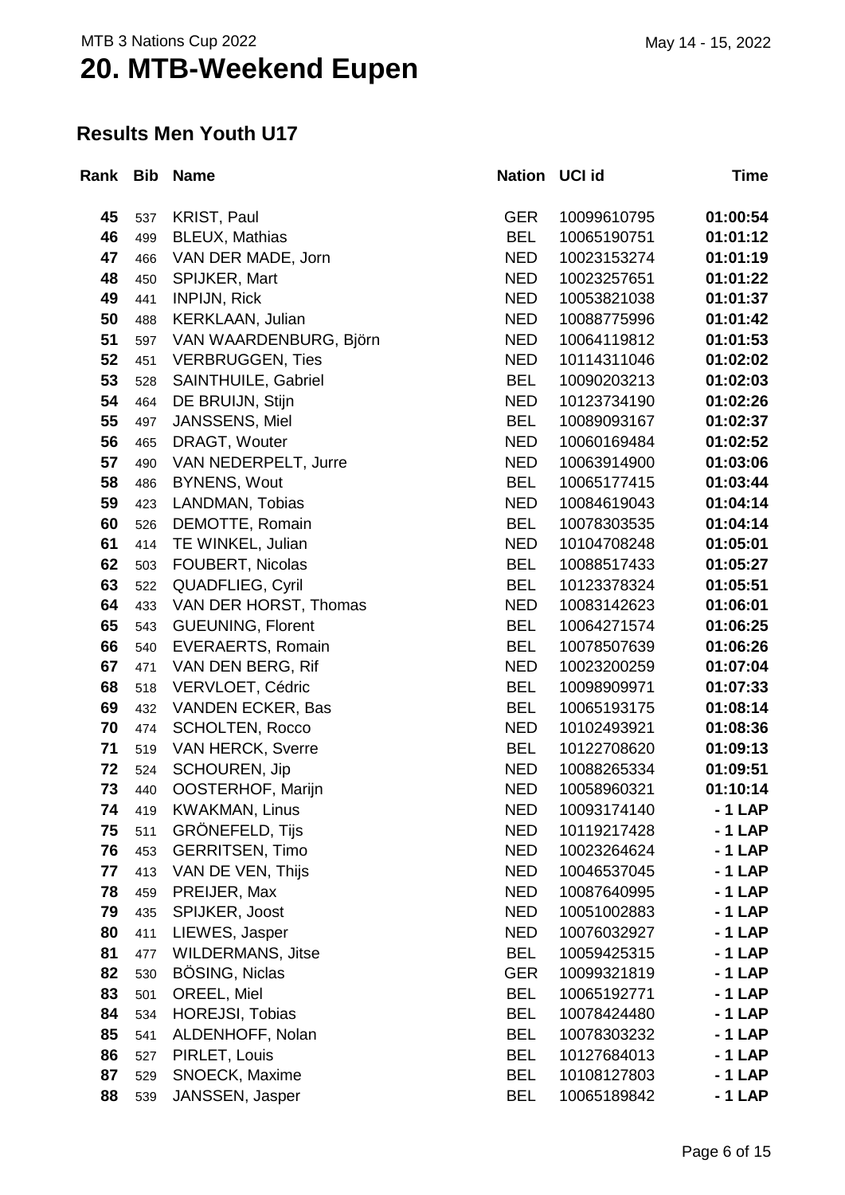MTB 3 Nations Cup 2022

May 14 - 15, 2022

# 20. MTB-Weekend Eupen

## Results Men Youth U17

| Rank | Bib | Name | Nation | UCI id | Time |
|---|---|---|---|---|---|
| **45** | 537 | KRIST, Paul | GER | 10099610795 | **01:00:54** |
| **46** | 499 | BLEUX, Mathias | BEL | 10065190751 | **01:01:12** |
| **47** | 466 | VAN DER MADE, Jorn | NED | 10023153274 | **01:01:19** |
| **48** | 450 | SPIJKER, Mart | NED | 10023257651 | **01:01:22** |
| **49** | 441 | INPIJN, Rick | NED | 10053821038 | **01:01:37** |
| **50** | 488 | KERKLAAN, Julian | NED | 10088775996 | **01:01:42** |
| **51** | 597 | VAN WAARDENBURG, Björn | NED | 10064119812 | **01:01:53** |
| **52** | 451 | VERBRUGGEN, Ties | NED | 10114311046 | **01:02:02** |
| **53** | 528 | SAINTHUILE, Gabriel | BEL | 10090203213 | **01:02:03** |
| **54** | 464 | DE BRUIJN, Stijn | NED | 10123734190 | **01:02:26** |
| **55** | 497 | JANSSENS, Miel | BEL | 10089093167 | **01:02:37** |
| **56** | 465 | DRAGT, Wouter | NED | 10060169484 | **01:02:52** |
| **57** | 490 | VAN NEDERPELT, Jurre | NED | 10063914900 | **01:03:06** |
| **58** | 486 | BYNENS, Wout | BEL | 10065177415 | **01:03:44** |
| **59** | 423 | LANDMAN, Tobias | NED | 10084619043 | **01:04:14** |
| **60** | 526 | DEMOTTE, Romain | BEL | 10078303535 | **01:04:14** |
| **61** | 414 | TE WINKEL, Julian | NED | 10104708248 | **01:05:01** |
| **62** | 503 | FOUBERT, Nicolas | BEL | 10088517433 | **01:05:27** |
| **63** | 522 | QUADFLIEG, Cyril | BEL | 10123378324 | **01:05:51** |
| **64** | 433 | VAN DER HORST, Thomas | NED | 10083142623 | **01:06:01** |
| **65** | 543 | GUEUNING, Florent | BEL | 10064271574 | **01:06:25** |
| **66** | 540 | EVERAERTS, Romain | BEL | 10078507639 | **01:06:26** |
| **67** | 471 | VAN DEN BERG, Rif | NED | 10023200259 | **01:07:04** |
| **68** | 518 | VERVLOET, Cédric | BEL | 10098909971 | **01:07:33** |
| **69** | 432 | VANDEN ECKER, Bas | BEL | 10065193175 | **01:08:14** |
| **70** | 474 | SCHOLTEN, Rocco | NED | 10102493921 | **01:08:36** |
| **71** | 519 | VAN HERCK, Sverre | BEL | 10122708620 | **01:09:13** |
| **72** | 524 | SCHOUREN, Jip | NED | 10088265334 | **01:09:51** |
| **73** | 440 | OOSTERHOF, Marijn | NED | 10058960321 | **01:10:14** |
| **74** | 419 | KWAKMAN, Linus | NED | 10093174140 | **- 1 LAP** |
| **75** | 511 | GRÖNEFELD, Tijs | NED | 10119217428 | **- 1 LAP** |
| **76** | 453 | GERRITSEN, Timo | NED | 10023264624 | **- 1 LAP** |
| **77** | 413 | VAN DE VEN, Thijs | NED | 10046537045 | **- 1 LAP** |
| **78** | 459 | PREIJER, Max | NED | 10087640995 | **- 1 LAP** |
| **79** | 435 | SPIJKER, Joost | NED | 10051002883 | **- 1 LAP** |
| **80** | 411 | LIEWES, Jasper | NED | 10076032927 | **- 1 LAP** |
| **81** | 477 | WILDERMANS, Jitse | BEL | 10059425315 | **- 1 LAP** |
| **82** | 530 | BÖSING, Niclas | GER | 10099321819 | **- 1 LAP** |
| **83** | 501 | OREEL, Miel | BEL | 10065192771 | **- 1 LAP** |
| **84** | 534 | HOREJSI, Tobias | BEL | 10078424480 | **- 1 LAP** |
| **85** | 541 | ALDENHOFF, Nolan | BEL | 10078303232 | **- 1 LAP** |
| **86** | 527 | PIRLET, Louis | BEL | 10127684013 | **- 1 LAP** |
| **87** | 529 | SNOECK, Maxime | BEL | 10108127803 | **- 1 LAP** |
| **88** | 539 | JANSSEN, Jasper | BEL | 10065189842 | **- 1 LAP** |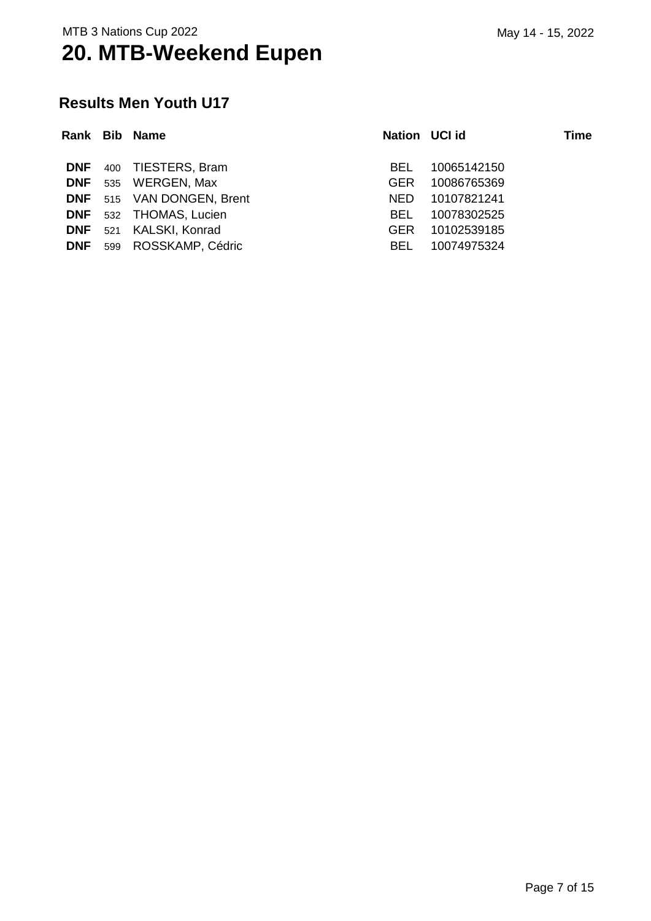MTB 3 Nations Cup 2022

# 20. MTB-Weekend Eupen

May 14 - 15, 2022

## Results Men Youth U17

| Rank | Bib | Name | Nation | UCI id | Time |
|---|---|---|---|---|---|
| **DNF** | 400 | TIESTERS, Bram | BEL | 10065142150 | |
| **DNF** | 535 | WERGEN, Max | GER | 10086765369 | |
| **DNF** | 515 | VAN DONGEN, Brent | NED | 10107821241 | |
| **DNF** | 532 | THOMAS, Lucien | BEL | 10078302525 | |
| **DNF** | 521 | KALSKI, Konrad | GER | 10102539185 | |
| **DNF** | 599 | ROSSKAMP, Cédric | BEL | 10074975324 | |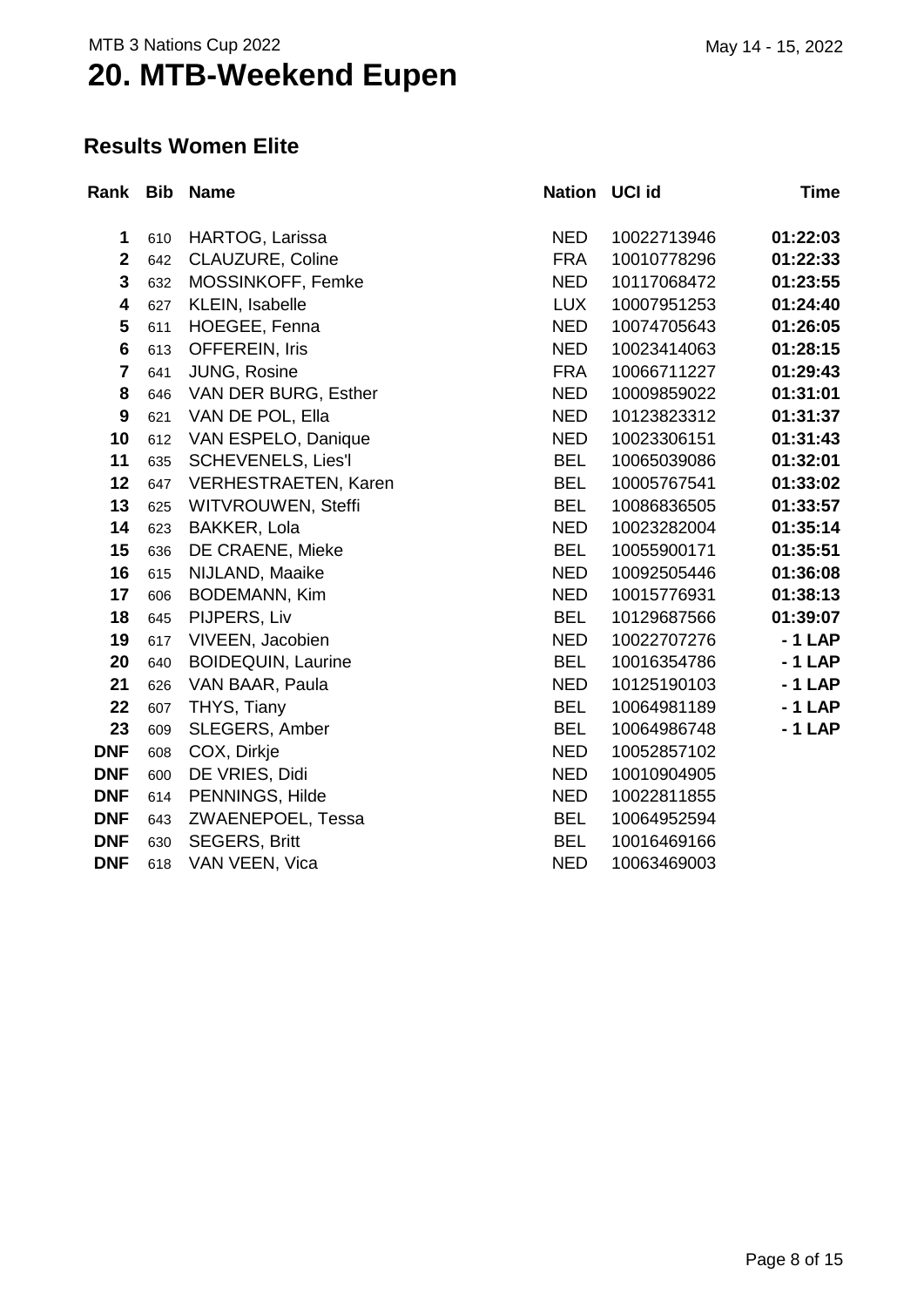MTB 3 Nations Cup 2022

# 20. MTB-Weekend Eupen

May 14 - 15, 2022

## Results Women Elite

| Rank | Bib | Name | Nation | UCI id | Time |
|---|---|---|---|---|---|
| 1 | 610 | HARTOG, Larissa | NED | 10022713946 | 01:22:03 |
| 2 | 642 | CLAUZURE, Coline | FRA | 10010778296 | 01:22:33 |
| 3 | 632 | MOSSINKOFF, Femke | NED | 10117068472 | 01:23:55 |
| 4 | 627 | KLEIN, Isabelle | LUX | 10007951253 | 01:24:40 |
| 5 | 611 | HOEGEE, Fenna | NED | 10074705643 | 01:26:05 |
| 6 | 613 | OFFEREIN, Iris | NED | 10023414063 | 01:28:15 |
| 7 | 641 | JUNG, Rosine | FRA | 10066711227 | 01:29:43 |
| 8 | 646 | VAN DER BURG, Esther | NED | 10009859022 | 01:31:01 |
| 9 | 621 | VAN DE POL, Ella | NED | 10123823312 | 01:31:37 |
| 10 | 612 | VAN ESPELO, Danique | NED | 10023306151 | 01:31:43 |
| 11 | 635 | SCHEVENELS, Lies'l | BEL | 10065039086 | 01:32:01 |
| 12 | 647 | VERHESTRAETEN, Karen | BEL | 10005767541 | 01:33:02 |
| 13 | 625 | WITVROUWEN, Steffi | BEL | 10086836505 | 01:33:57 |
| 14 | 623 | BAKKER, Lola | NED | 10023282004 | 01:35:14 |
| 15 | 636 | DE CRAENE, Mieke | BEL | 10055900171 | 01:35:51 |
| 16 | 615 | NIJLAND, Maaike | NED | 10092505446 | 01:36:08 |
| 17 | 606 | BODEMANN, Kim | NED | 10015776931 | 01:38:13 |
| 18 | 645 | PIJPERS, Liv | BEL | 10129687566 | 01:39:07 |
| 19 | 617 | VIVEEN, Jacobien | NED | 10022707276 | - 1 LAP |
| 20 | 640 | BOIDEQUIN, Laurine | BEL | 10016354786 | - 1 LAP |
| 21 | 626 | VAN BAAR, Paula | NED | 10125190103 | - 1 LAP |
| 22 | 607 | THYS, Tiany | BEL | 10064981189 | - 1 LAP |
| 23 | 609 | SLEGERS, Amber | BEL | 10064986748 | - 1 LAP |
| DNF | 608 | COX, Dirkje | NED | 10052857102 | |
| DNF | 600 | DE VRIES, Didi | NED | 10010904905 | |
| DNF | 614 | PENNINGS, Hilde | NED | 10022811855 | |
| DNF | 643 | ZWAENEPOEL, Tessa | BEL | 10064952594 | |
| DNF | 630 | SEGERS, Britt | BEL | 10016469166 | |
| DNF | 618 | VAN VEEN, Vica | NED | 10063469003 | |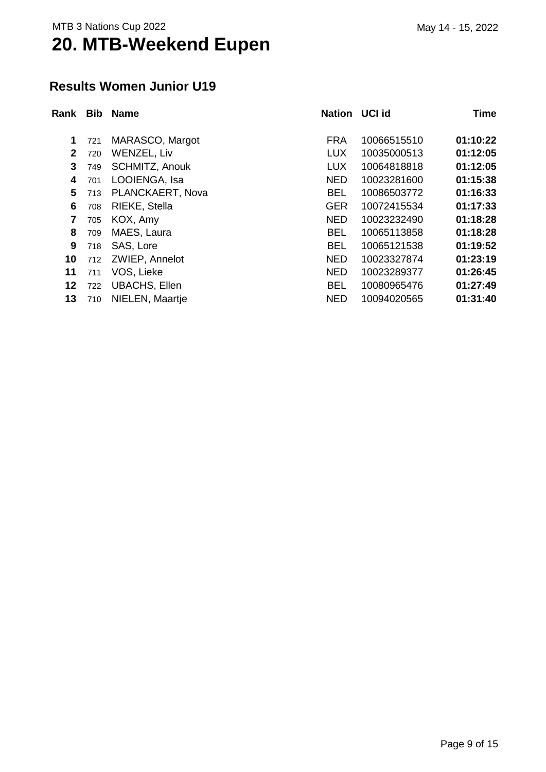MTB 3 Nations Cup 2022

# 20. MTB-Weekend Eupen

May 14 - 15, 2022

## Results Women Junior U19

| Rank | Bib | Name | Nation | UCI id | Time |
|---|---|---|---|---|---|
| **1** | 721 | MARASCO, Margot | FRA | 10066515510 | **01:10:22** |
| **2** | 720 | WENZEL, Liv | LUX | 10035000513 | **01:12:05** |
| **3** | 749 | SCHMITZ, Anouk | LUX | 10064818818 | **01:12:05** |
| **4** | 701 | LOOIENGA, Isa | NED | 10023281600 | **01:15:38** |
| **5** | 713 | PLANCKAERT, Nova | BEL | 10086503772 | **01:16:33** |
| **6** | 708 | RIEKE, Stella | GER | 10072415534 | **01:17:33** |
| **7** | 705 | KOX, Amy | NED | 10023232490 | **01:18:28** |
| **8** | 709 | MAES, Laura | BEL | 10065113858 | **01:18:28** |
| **9** | 718 | SAS, Lore | BEL | 10065121538 | **01:19:52** |
| **10** | 712 | ZWIEP, Annelot | NED | 10023327874 | **01:23:19** |
| **11** | 711 | VOS, Lieke | NED | 10023289377 | **01:26:45** |
| **12** | 722 | UBACHS, Ellen | BEL | 10080965476 | **01:27:49** |
| **13** | 710 | NIELEN, Maartje | NED | 10094020565 | **01:31:40** |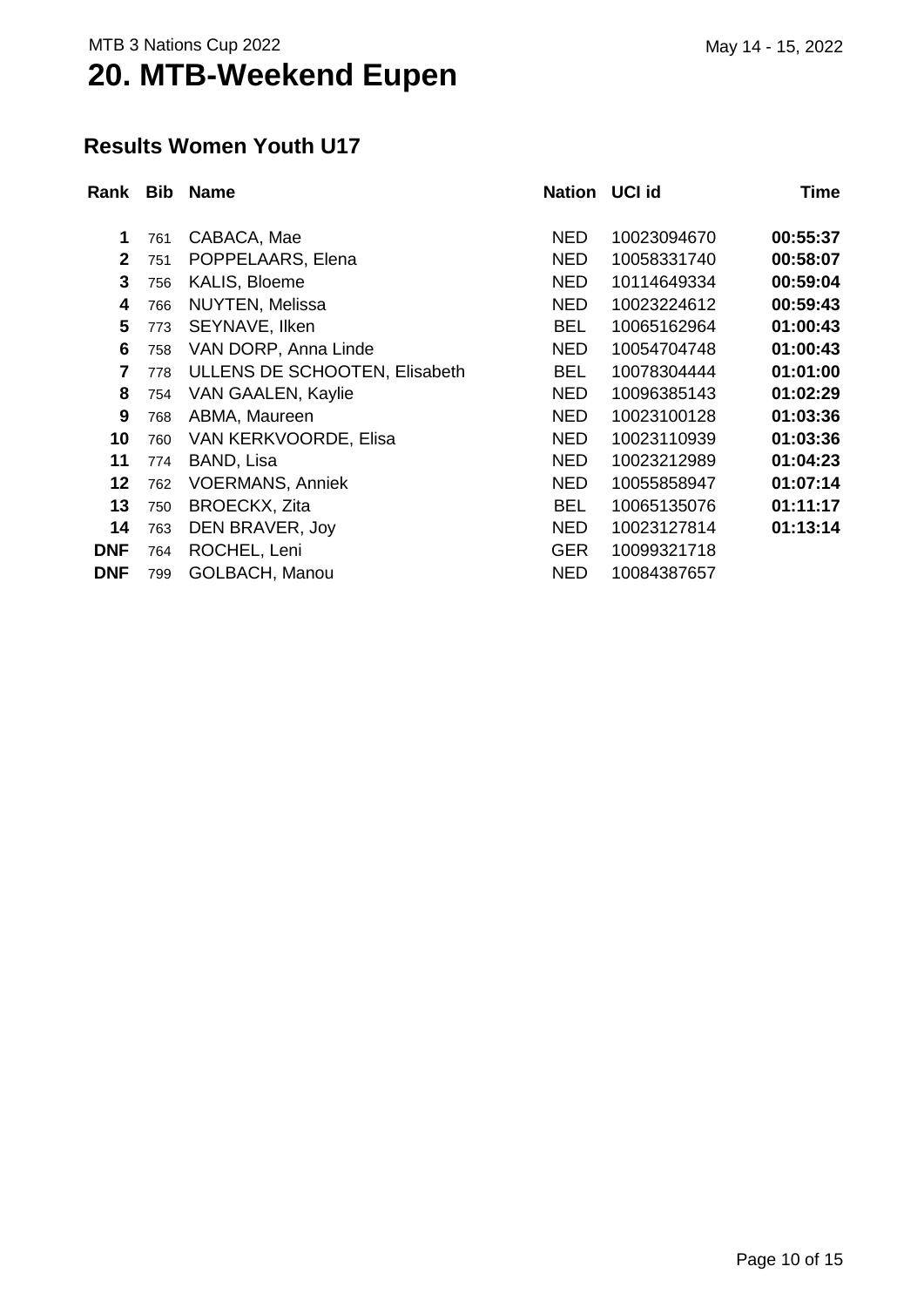MTB 3 Nations Cup 2022

May 14 - 15, 2022

# 20. MTB-Weekend Eupen

## Results Women Youth U17

| Rank | Bib | Name | Nation | UCI id | Time |
|---|---|---|---|---|---|
| 1 | 761 | CABACA, Mae | NED | 10023094670 | **00:55:37** |
| 2 | 751 | POPPELAARS, Elena | NED | 10058331740 | **00:58:07** |
| 3 | 756 | KALIS, Bloeme | NED | 10114649334 | **00:59:04** |
| 4 | 766 | NUYTEN, Melissa | NED | 10023224612 | **00:59:43** |
| 5 | 773 | SEYNAVE, Ilken | BEL | 10065162964 | **01:00:43** |
| 6 | 758 | VAN DORP, Anna Linde | NED | 10054704748 | **01:00:43** |
| 7 | 778 | ULLENS DE SCHOOTEN, Elisabeth | BEL | 10078304444 | **01:01:00** |
| 8 | 754 | VAN GAALEN, Kaylie | NED | 10096385143 | **01:02:29** |
| 9 | 768 | ABMA, Maureen | NED | 10023100128 | **01:03:36** |
| 10 | 760 | VAN KERKVOORDE, Elisa | NED | 10023110939 | **01:03:36** |
| 11 | 774 | BAND, Lisa | NED | 10023212989 | **01:04:23** |
| 12 | 762 | VOERMANS, Anniek | NED | 10055858947 | **01:07:14** |
| 13 | 750 | BROECKX, Zita | BEL | 10065135076 | **01:11:17** |
| 14 | 763 | DEN BRAVER, Joy | NED | 10023127814 | **01:13:14** |
| DNF | 764 | ROCHEL, Leni | GER | 10099321718 | |
| DNF | 799 | GOLBACH, Manou | NED | 10084387657 | |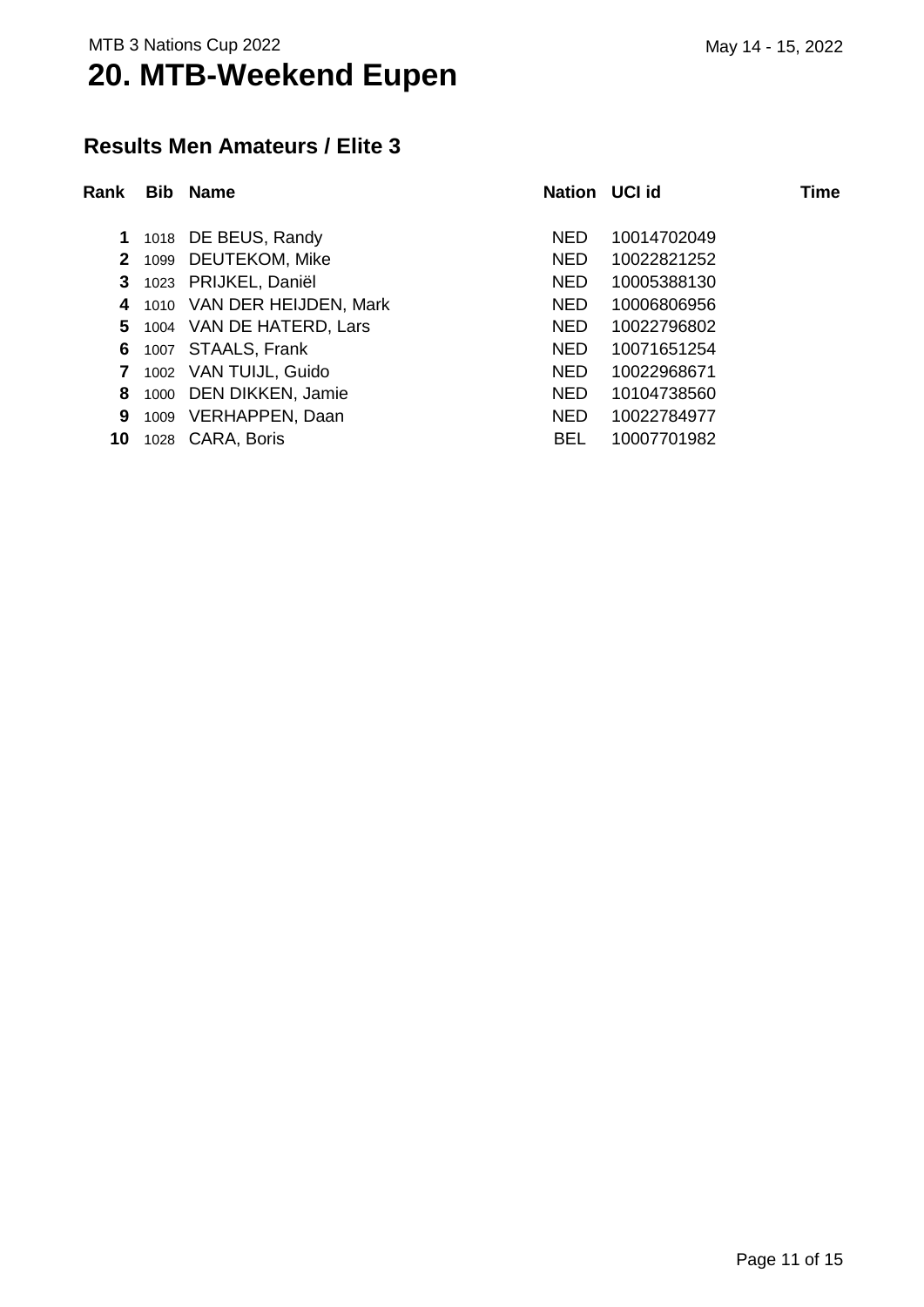MTB 3 Nations Cup 2022

# 20. MTB-Weekend Eupen

May 14 - 15, 2022

## Results Men Amateurs / Elite 3

| Rank | Bib | Name | Nation | UCI id | Time |
|---|---|---|---|---|---|
| 1 | 1018 | DE BEUS, Randy | NED | 10014702049 | |
| 2 | 1099 | DEUTEKOM, Mike | NED | 10022821252 | |
| 3 | 1023 | PRIJKEL, Daniël | NED | 10005388130 | |
| 4 | 1010 | VAN DER HEIJDEN, Mark | NED | 10006806956 | |
| 5 | 1004 | VAN DE HATERD, Lars | NED | 10022796802 | |
| 6 | 1007 | STAALS, Frank | NED | 10071651254 | |
| 7 | 1002 | VAN TUIJL, Guido | NED | 10022968671 | |
| 8 | 1000 | DEN DIKKEN, Jamie | NED | 10104738560 | |
| 9 | 1009 | VERHAPPEN, Daan | NED | 10022784977 | |
| 10 | 1028 | CARA, Boris | BEL | 10007701982 | |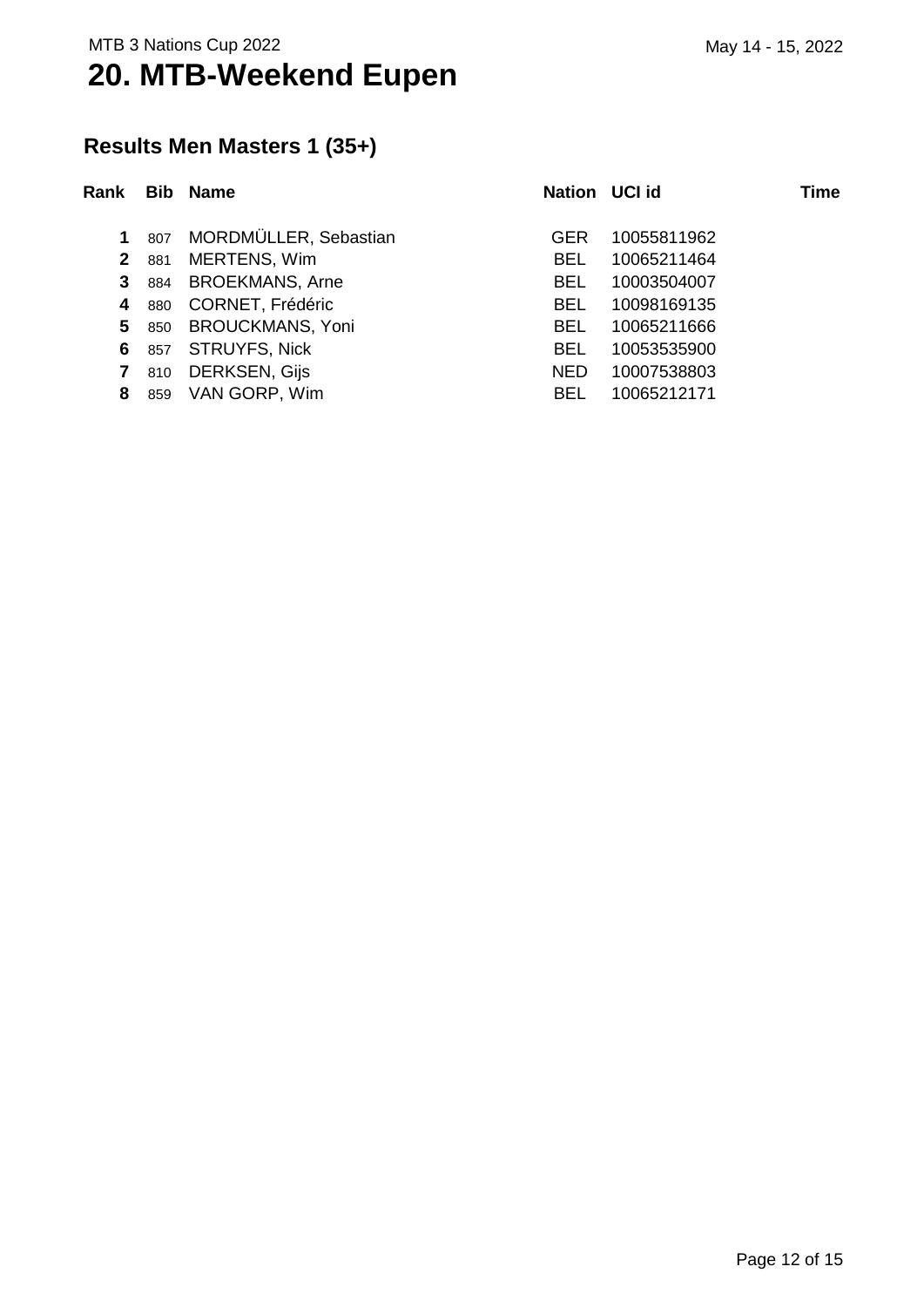MTB 3 Nations Cup 2022

# 20. MTB-Weekend Eupen

May 14 - 15, 2022

## Results Men Masters 1 (35+)

| Rank | Bib | Name | Nation | UCI id | Time |
|---|---|---|---|---|---|
| 1 | 807 | MORDMÜLLER, Sebastian | GER | 10055811962 | |
| 2 | 881 | MERTENS, Wim | BEL | 10065211464 | |
| 3 | 884 | BROEKMANS, Arne | BEL | 10003504007 | |
| 4 | 880 | CORNET, Frédéric | BEL | 10098169135 | |
| 5 | 850 | BROUCKMANS, Yoni | BEL | 10065211666 | |
| 6 | 857 | STRUYFS, Nick | BEL | 10053535900 | |
| 7 | 810 | DERKSEN, Gijs | NED | 10007538803 | |
| 8 | 859 | VAN GORP, Wim | BEL | 10065212171 | |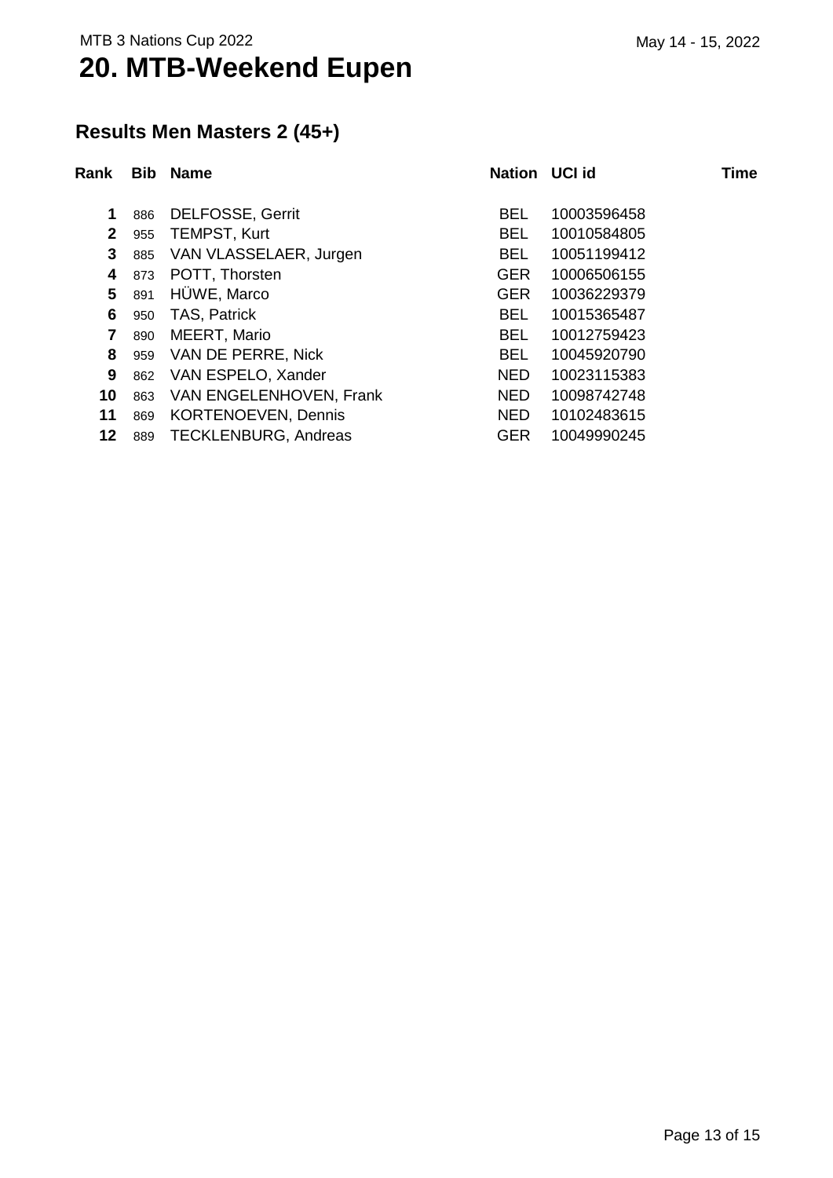MTB 3 Nations Cup 2022

# 20. MTB-Weekend Eupen

May 14 - 15, 2022

## Results Men Masters 2 (45+)

| Rank | Bib | Name | Nation | UCI id | Time |
|---|---|---|---|---|---|
| 1 | 886 | DELFOSSE, Gerrit | BEL | 10003596458 | |
| 2 | 955 | TEMPST, Kurt | BEL | 10010584805 | |
| 3 | 885 | VAN VLASSELAER, Jurgen | BEL | 10051199412 | |
| 4 | 873 | POTT, Thorsten | GER | 10006506155 | |
| 5 | 891 | HÜWE, Marco | GER | 10036229379 | |
| 6 | 950 | TAS, Patrick | BEL | 10015365487 | |
| 7 | 890 | MEERT, Mario | BEL | 10012759423 | |
| 8 | 959 | VAN DE PERRE, Nick | BEL | 10045920790 | |
| 9 | 862 | VAN ESPELO, Xander | NED | 10023115383 | |
| 10 | 863 | VAN ENGELENHOVEN, Frank | NED | 10098742748 | |
| 11 | 869 | KORTENOEVEN, Dennis | NED | 10102483615 | |
| 12 | 889 | TECKLENBURG, Andreas | GER | 10049990245 | |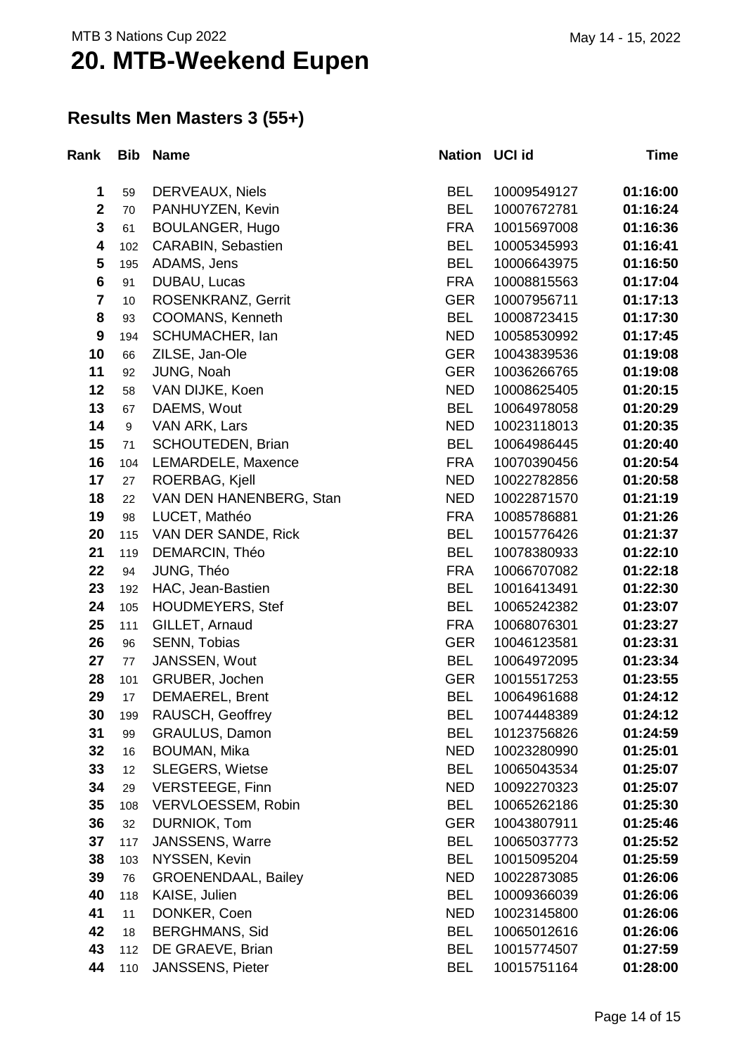MTB 3 Nations Cup 2022

# 20. MTB-Weekend Eupen

May 14 - 15, 2022

## Results Men Masters 3 (55+)

| Rank | Bib | Name | Nation | UCI id | Time |
|---|---|---|---|---|---|
| 1 | 59 | DERVEAUX, Niels | BEL | 10009549127 | **01:16:00** |
| 2 | 70 | PANHUYZEN, Kevin | BEL | 10007672781 | **01:16:24** |
| 3 | 61 | BOULANGER, Hugo | FRA | 10015697008 | **01:16:36** |
| 4 | 102 | CARABIN, Sebastien | BEL | 10005345993 | **01:16:41** |
| 5 | 195 | ADAMS, Jens | BEL | 10006643975 | **01:16:50** |
| 6 | 91 | DUBAU, Lucas | FRA | 10008815563 | **01:17:04** |
| 7 | 10 | ROSENKRANZ, Gerrit | GER | 10007956711 | **01:17:13** |
| 8 | 93 | COOMANS, Kenneth | BEL | 10008723415 | **01:17:30** |
| 9 | 194 | SCHUMACHER, Ian | NED | 10058530992 | **01:17:45** |
| 10 | 66 | ZILSE, Jan-Ole | GER | 10043839536 | **01:19:08** |
| 11 | 92 | JUNG, Noah | GER | 10036266765 | **01:19:08** |
| 12 | 58 | VAN DIJKE, Koen | NED | 10008625405 | **01:20:15** |
| 13 | 67 | DAEMS, Wout | BEL | 10064978058 | **01:20:29** |
| 14 | 9 | VAN ARK, Lars | NED | 10023118013 | **01:20:35** |
| 15 | 71 | SCHOUTEDEN, Brian | BEL | 10064986445 | **01:20:40** |
| 16 | 104 | LEMARDELE, Maxence | FRA | 10070390456 | **01:20:54** |
| 17 | 27 | ROERBAG, Kjell | NED | 10022782856 | **01:20:58** |
| 18 | 22 | VAN DEN HANENBERG, Stan | NED | 10022871570 | **01:21:19** |
| 19 | 98 | LUCET, Mathéo | FRA | 10085786881 | **01:21:26** |
| 20 | 115 | VAN DER SANDE, Rick | BEL | 10015776426 | **01:21:37** |
| 21 | 119 | DEMARCIN, Théo | BEL | 10078380933 | **01:22:10** |
| 22 | 94 | JUNG, Théo | FRA | 10066707082 | **01:22:18** |
| 23 | 192 | HAC, Jean-Bastien | BEL | 10016413491 | **01:22:30** |
| 24 | 105 | HOUDMEYERS, Stef | BEL | 10065242382 | **01:23:07** |
| 25 | 111 | GILLET, Arnaud | FRA | 10068076301 | **01:23:27** |
| 26 | 96 | SENN, Tobias | GER | 10046123581 | **01:23:31** |
| 27 | 77 | JANSSEN, Wout | BEL | 10064972095 | **01:23:34** |
| 28 | 101 | GRUBER, Jochen | GER | 10015517253 | **01:23:55** |
| 29 | 17 | DEMAEREL, Brent | BEL | 10064961688 | **01:24:12** |
| 30 | 199 | RAUSCH, Geoffrey | BEL | 10074448389 | **01:24:12** |
| 31 | 99 | GRAULUS, Damon | BEL | 10123756826 | **01:24:59** |
| 32 | 16 | BOUMAN, Mika | NED | 10023280990 | **01:25:01** |
| 33 | 12 | SLEGERS, Wietse | BEL | 10065043534 | **01:25:07** |
| 34 | 29 | VERSTEEGE, Finn | NED | 10092270323 | **01:25:07** |
| 35 | 108 | VERVLOESSEM, Robin | BEL | 10065262186 | **01:25:30** |
| 36 | 32 | DURNIOK, Tom | GER | 10043807911 | **01:25:46** |
| 37 | 117 | JANSSENS, Warre | BEL | 10065037773 | **01:25:52** |
| 38 | 103 | NYSSEN, Kevin | BEL | 10015095204 | **01:25:59** |
| 39 | 76 | GROENENDAAL, Bailey | NED | 10022873085 | **01:26:06** |
| 40 | 118 | KAISE, Julien | BEL | 10009366039 | **01:26:06** |
| 41 | 11 | DONKER, Coen | NED | 10023145800 | **01:26:06** |
| 42 | 18 | BERGHMANS, Sid | BEL | 10065012616 | **01:26:06** |
| 43 | 112 | DE GRAEVE, Brian | BEL | 10015774507 | **01:27:59** |
| 44 | 110 | JANSSENS, Pieter | BEL | 10015751164 | **01:28:00** |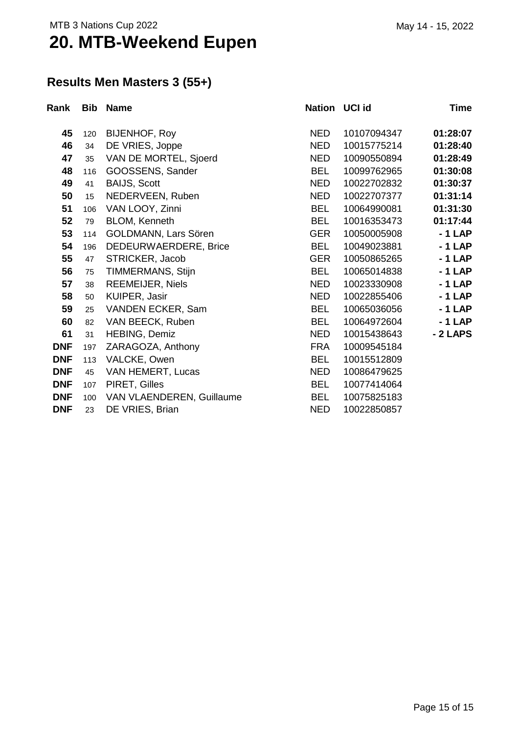MTB 3 Nations Cup 2022

May 14 - 15, 2022

# 20. MTB-Weekend Eupen

## Results Men Masters 3 (55+)

| Rank | Bib | Name | Nation | UCI id | Time |
|---|---|---|---|---|---|
| 45 | 120 | BIJENHOF, Roy | NED | 10107094347 | 01:28:07 |
| 46 | 34 | DE VRIES, Joppe | NED | 10015775214 | 01:28:40 |
| 47 | 35 | VAN DE MORTEL, Sjoerd | NED | 10090550894 | 01:28:49 |
| 48 | 116 | GOOSSENS, Sander | BEL | 10099762965 | 01:30:08 |
| 49 | 41 | BAIJS, Scott | NED | 10022702832 | 01:30:37 |
| 50 | 15 | NEDERVEEN, Ruben | NED | 10022707377 | 01:31:14 |
| 51 | 106 | VAN LOOY, Zinni | BEL | 10064990081 | 01:31:30 |
| 52 | 79 | BLOM, Kenneth | BEL | 10016353473 | 01:17:44 |
| 53 | 114 | GOLDMANN, Lars Sören | GER | 10050005908 | - 1 LAP |
| 54 | 196 | DEDEURWAERDERE, Brice | BEL | 10049023881 | - 1 LAP |
| 55 | 47 | STRICKER, Jacob | GER | 10050865265 | - 1 LAP |
| 56 | 75 | TIMMERMANS, Stijn | BEL | 10065014838 | - 1 LAP |
| 57 | 38 | REEMEIJER, Niels | NED | 10023330908 | - 1 LAP |
| 58 | 50 | KUIPER, Jasir | NED | 10022855406 | - 1 LAP |
| 59 | 25 | VANDEN ECKER, Sam | BEL | 10065036056 | - 1 LAP |
| 60 | 82 | VAN BEECK, Ruben | BEL | 10064972604 | - 1 LAP |
| 61 | 31 | HEBING, Demiz | NED | 10015438643 | - 2 LAPS |
| DNF | 197 | ZARAGOZA, Anthony | FRA | 10009545184 | |
| DNF | 113 | VALCKE, Owen | BEL | 10015512809 | |
| DNF | 45 | VAN HEMERT, Lucas | NED | 10086479625 | |
| DNF | 107 | PIRET, Gilles | BEL | 10077414064 | |
| DNF | 100 | VAN VLAENDEREN, Guillaume | BEL | 10075825183 | |
| DNF | 23 | DE VRIES, Brian | NED | 10022850857 | |